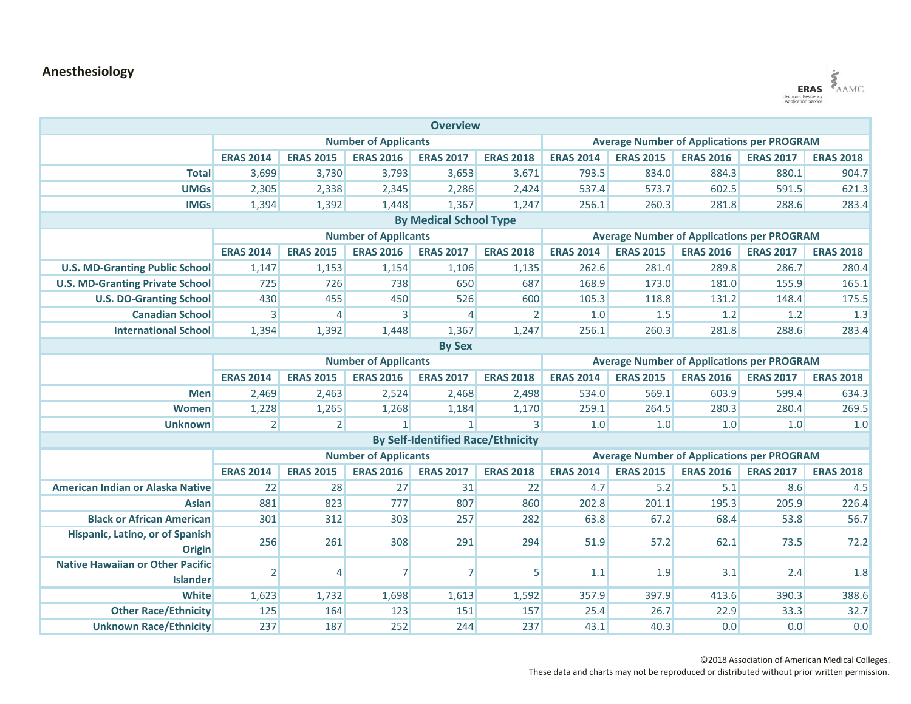# Anesthesiology

| Overview | | | | | | | | | | |
|---|---|---|---|---|---|---|---|---|---|---|
| | Number of Applicants | | | | | Average Number of Applications per PROGRAM | | | | |
| | ERAS 2014 | ERAS 2015 | ERAS 2016 | ERAS 2017 | ERAS 2018 | ERAS 2014 | ERAS 2015 | ERAS 2016 | ERAS 2017 | ERAS 2018 |
| **Total** | 3,699 | 3,730 | 3,793 | 3,653 | 3,671 | 793.5 | 834.0 | 884.3 | 880.1 | 904.7 |
| **UMGs** | 2,305 | 2,338 | 2,345 | 2,286 | 2,424 | 537.4 | 573.7 | 602.5 | 591.5 | 621.3 |
| **IMGs** | 1,394 | 1,392 | 1,448 | 1,367 | 1,247 | 256.1 | 260.3 | 281.8 | 288.6 | 283.4 |
| **By Medical School Type** | | | | | | | | | | |
| | Number of Applicants | | | | | Average Number of Applications per PROGRAM | | | | |
| | ERAS 2014 | ERAS 2015 | ERAS 2016 | ERAS 2017 | ERAS 2018 | ERAS 2014 | ERAS 2015 | ERAS 2016 | ERAS 2017 | ERAS 2018 |
| **U.S. MD-Granting Public School** | 1,147 | 1,153 | 1,154 | 1,106 | 1,135 | 262.6 | 281.4 | 289.8 | 286.7 | 280.4 |
| **U.S. MD-Granting Private School** | 725 | 726 | 738 | 650 | 687 | 168.9 | 173.0 | 181.0 | 155.9 | 165.1 |
| **U.S. DO-Granting School** | 430 | 455 | 450 | 526 | 600 | 105.3 | 118.8 | 131.2 | 148.4 | 175.5 |
| **Canadian School** | 3 | 4 | 3 | 4 | 2 | 1.0 | 1.5 | 1.2 | 1.2 | 1.3 |
| **International School** | 1,394 | 1,392 | 1,448 | 1,367 | 1,247 | 256.1 | 260.3 | 281.8 | 288.6 | 283.4 |
| **By Sex** | | | | | | | | | | |
| | Number of Applicants | | | | | Average Number of Applications per PROGRAM | | | | |
| | ERAS 2014 | ERAS 2015 | ERAS 2016 | ERAS 2017 | ERAS 2018 | ERAS 2014 | ERAS 2015 | ERAS 2016 | ERAS 2017 | ERAS 2018 |
| **Men** | 2,469 | 2,463 | 2,524 | 2,468 | 2,498 | 534.0 | 569.1 | 603.9 | 599.4 | 634.3 |
| **Women** | 1,228 | 1,265 | 1,268 | 1,184 | 1,170 | 259.1 | 264.5 | 280.3 | 280.4 | 269.5 |
| **Unknown** | 2 | 2 | 1 | 1 | 3 | 1.0 | 1.0 | 1.0 | 1.0 | 1.0 |
| **By Self-Identified Race/Ethnicity** | | | | | | | | | | |
| | Number of Applicants | | | | | Average Number of Applications per PROGRAM | | | | |
| | ERAS 2014 | ERAS 2015 | ERAS 2016 | ERAS 2017 | ERAS 2018 | ERAS 2014 | ERAS 2015 | ERAS 2016 | ERAS 2017 | ERAS 2018 |
| **American Indian or Alaska Native** | 22 | 28 | 27 | 31 | 22 | 4.7 | 5.2 | 5.1 | 8.6 | 4.5 |
| **Asian** | 881 | 823 | 777 | 807 | 860 | 202.8 | 201.1 | 195.3 | 205.9 | 226.4 |
| **Black or African American** | 301 | 312 | 303 | 257 | 282 | 63.8 | 67.2 | 68.4 | 53.8 | 56.7 |
| **Hispanic, Latino, or of Spanish Origin** | 256 | 261 | 308 | 291 | 294 | 51.9 | 57.2 | 62.1 | 73.5 | 72.2 |
| **Native Hawaiian or Other Pacific Islander** | 2 | 4 | 7 | 7 | 5 | 1.1 | 1.9 | 3.1 | 2.4 | 1.8 |
| **White** | 1,623 | 1,732 | 1,698 | 1,613 | 1,592 | 357.9 | 397.9 | 413.6 | 390.3 | 388.6 |
| **Other Race/Ethnicity** | 125 | 164 | 123 | 151 | 157 | 25.4 | 26.7 | 22.9 | 33.3 | 32.7 |
| **Unknown Race/Ethnicity** | 237 | 187 | 252 | 244 | 237 | 43.1 | 40.3 | 0.0 | 0.0 | 0.0 |

©2018 Association of American Medical Colleges.
These data and charts may not be reproduced or distributed without prior written permission.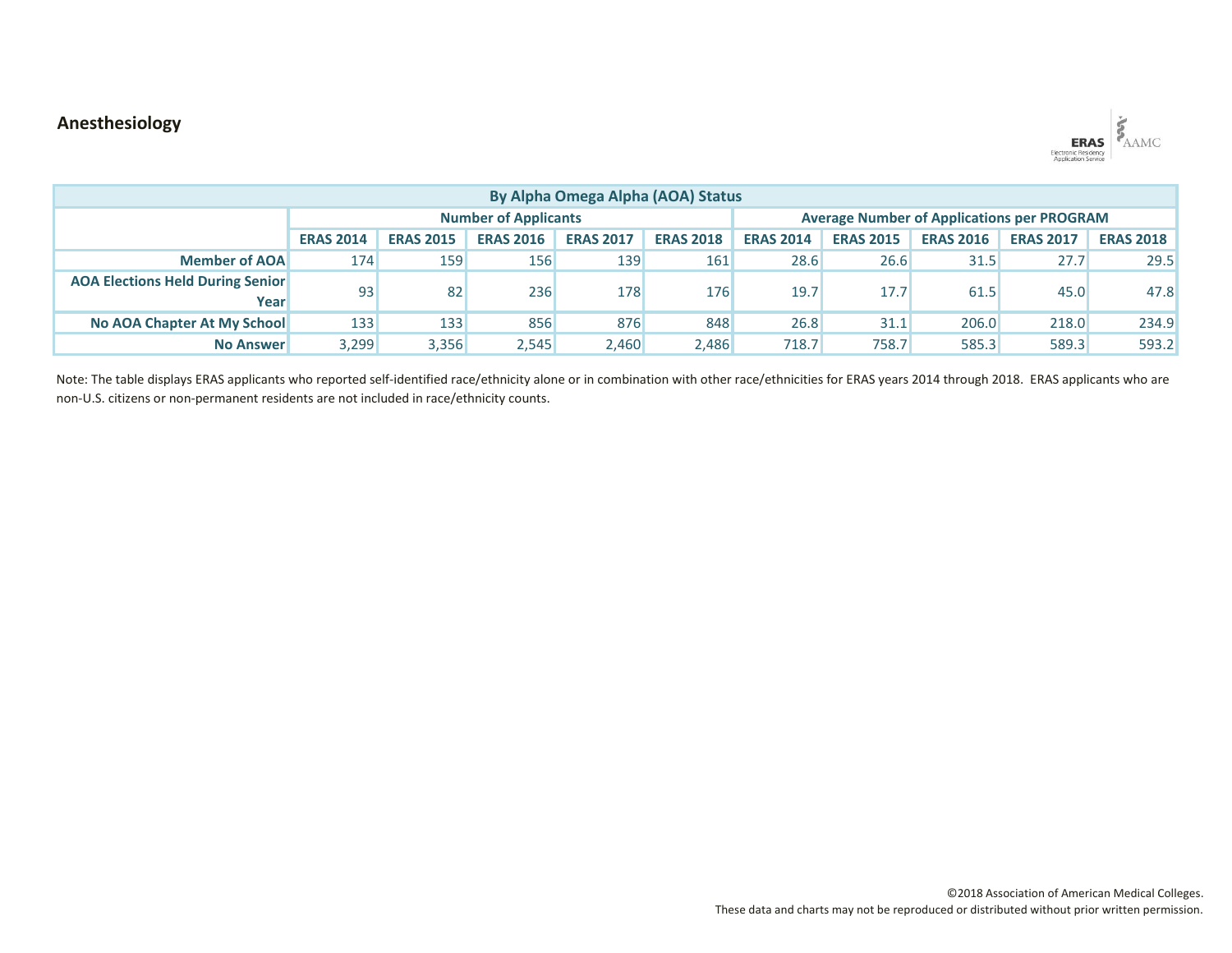## Anesthesiology

| By Alpha Omega Alpha (AOA) Status | | | | | | | | | | |
|---|---|---|---|---|---|---|---|---|---|---|
| | Number of Applicants | | | | | Average Number of Applications per PROGRAM | | | | |
| | ERAS 2014 | ERAS 2015 | ERAS 2016 | ERAS 2017 | ERAS 2018 | ERAS 2014 | ERAS 2015 | ERAS 2016 | ERAS 2017 | ERAS 2018 |
| **Member of AOA** | 174 | 159 | 156 | 139 | 161 | 28.6 | 26.6 | 31.5 | 27.7 | 29.5 |
| **AOA Elections Held During Senior Year** | 93 | 82 | 236 | 178 | 176 | 19.7 | 17.7 | 61.5 | 45.0 | 47.8 |
| **No AOA Chapter At My School** | 133 | 133 | 856 | 876 | 848 | 26.8 | 31.1 | 206.0 | 218.0 | 234.9 |
| **No Answer** | 3,299 | 3,356 | 2,545 | 2,460 | 2,486 | 718.7 | 758.7 | 585.3 | 589.3 | 593.2 |

Note: The table displays ERAS applicants who reported self-identified race/ethnicity alone or in combination with other race/ethnicities for ERAS years 2014 through 2018. ERAS applicants who are non-U.S. citizens or non-permanent residents are not included in race/ethnicity counts.

©2018 Association of American Medical Colleges.
These data and charts may not be reproduced or distributed without prior written permission.